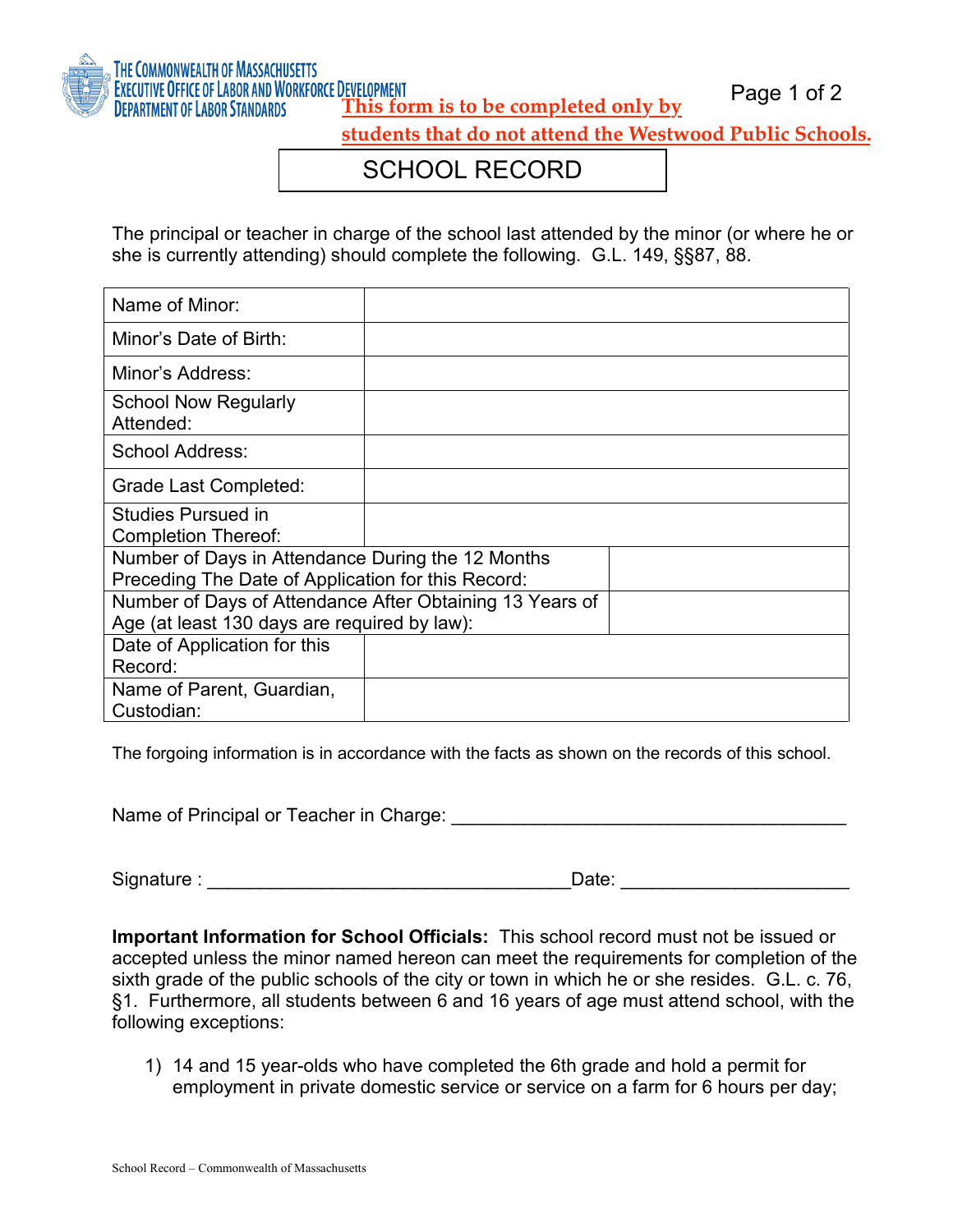THE COMMONWEALTH OF MASSACHUSETTS
EXECUTIVE OFFICE OF LABOR AND WORKFORCE DEVELOPMENT
DEPARTMENT OF LABOR STANDARDS

**This form is to be completed only by students that do not attend the Westwood Public Schools.**

# SCHOOL RECORD

The principal or teacher in charge of the school last attended by the minor (or where he or she is currently attending) should complete the following. G.L. 149, §§87, 88.

| | |
|---|---|
| Name of Minor: | |
| Minor's Date of Birth: | |
| Minor's Address: | |
| School Now Regularly Attended: | |
| School Address: | |
| Grade Last Completed: | |
| Studies Pursued in Completion Thereof: | |
| Number of Days in Attendance During the 12 Months Preceding The Date of Application for this Record: | |
| Number of Days of Attendance After Obtaining 13 Years of Age (at least 130 days are required by law): | |
| Date of Application for this Record: | |
| Name of Parent, Guardian, Custodian: | |

The forgoing information is in accordance with the facts as shown on the records of this school.

Name of Principal or Teacher in Charge: ______________________________________

Signature : ___________________________________Date: _____________________

**Important Information for School Officials:** This school record must not be issued or accepted unless the minor named hereon can meet the requirements for completion of the sixth grade of the public schools of the city or town in which he or she resides. G.L. c. 76, §1. Furthermore, all students between 6 and 16 years of age must attend school, with the following exceptions:

1) 14 and 15 year-olds who have completed the 6th grade and hold a permit for employment in private domestic service or service on a farm for 6 hours per day;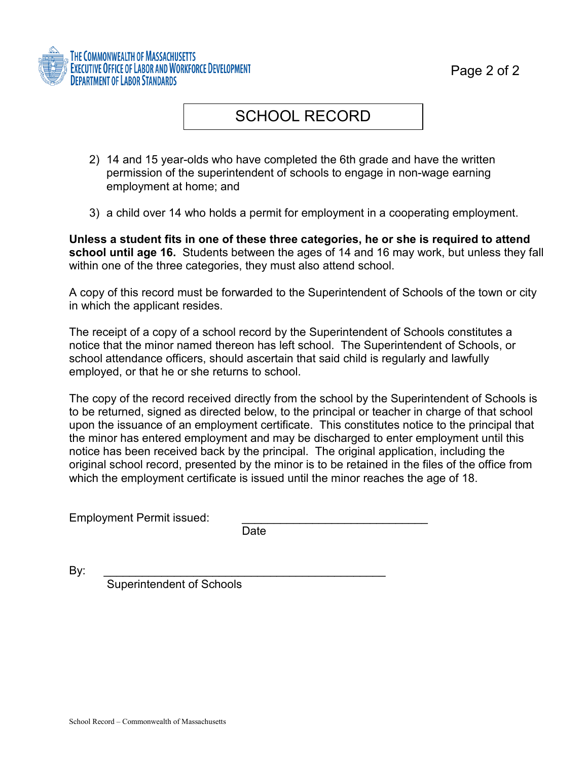# SCHOOL RECORD

2) 14 and 15 year-olds who have completed the 6th grade and have the written permission of the superintendent of schools to engage in non-wage earning employment at home; and

3) a child over 14 who holds a permit for employment in a cooperating employment.

**Unless a student fits in one of these three categories, he or she is required to attend school until age 16.** Students between the ages of 14 and 16 may work, but unless they fall within one of the three categories, they must also attend school.

A copy of this record must be forwarded to the Superintendent of Schools of the town or city in which the applicant resides.

The receipt of a copy of a school record by the Superintendent of Schools constitutes a notice that the minor named thereon has left school. The Superintendent of Schools, or school attendance officers, should ascertain that said child is regularly and lawfully employed, or that he or she returns to school.

The copy of the record received directly from the school by the Superintendent of Schools is to be returned, signed as directed below, to the principal or teacher in charge of that school upon the issuance of an employment certificate. This constitutes notice to the principal that the minor has entered employment and may be discharged to enter employment until this notice has been received back by the principal. The original application, including the original school record, presented by the minor is to be retained in the files of the office from which the employment certificate is issued until the minor reaches the age of 18.

Employment Permit issued: ____________________________
Date

By: ____________________________________________
Superintendent of Schools

School Record – Commonwealth of Massachusetts